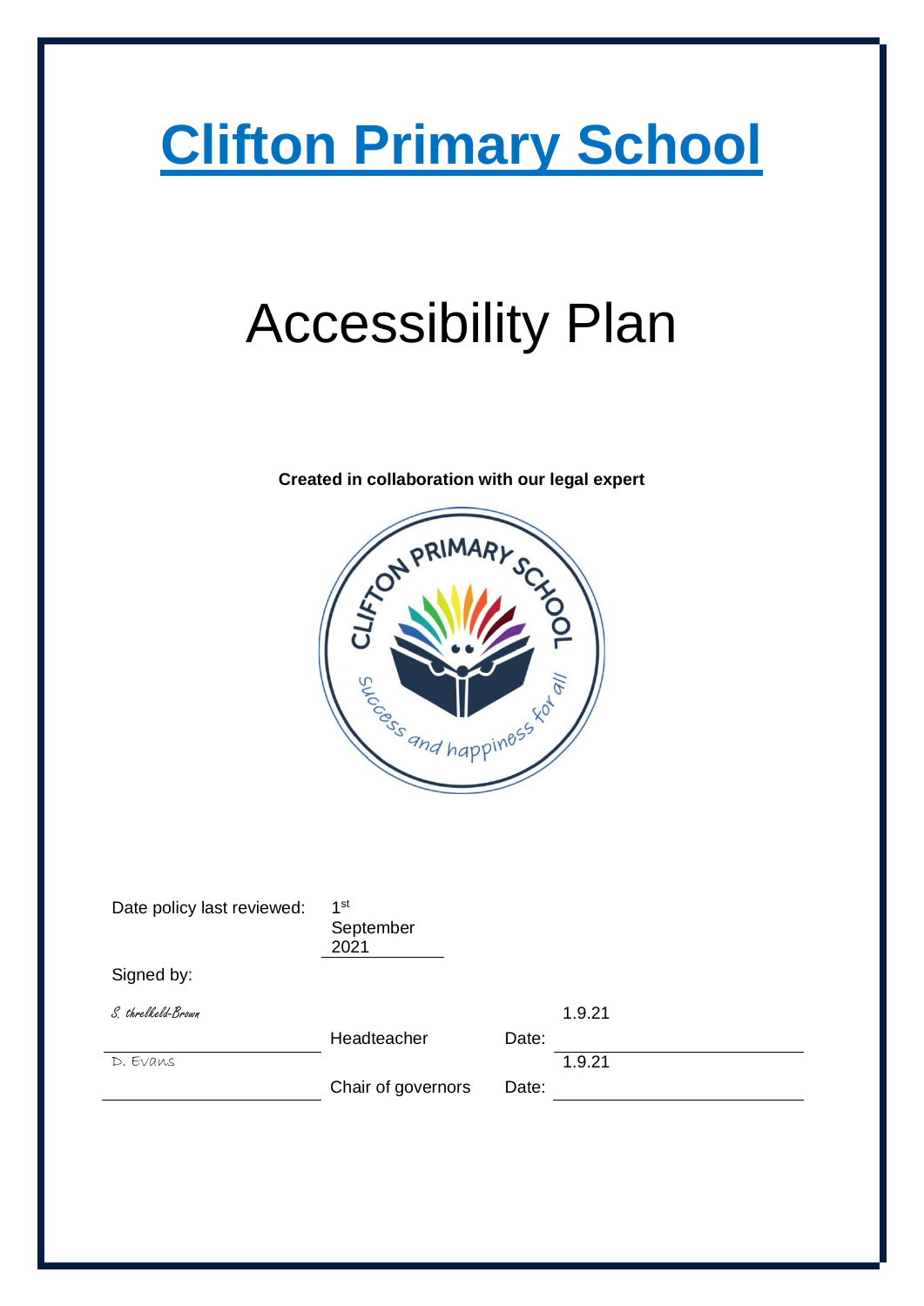# Clifton Primary School

# Accessibility Plan

**Created in collaboration with our legal expert**

| Date policy last reviewed: | 1st September 2021 | | |
|---|---|---|---|
| Signed by: | | | |
| S. threlkeld-Brown | Headteacher | Date: | 1.9.21 |
| D. Evans | Chair of governors | Date: | 1.9.21 |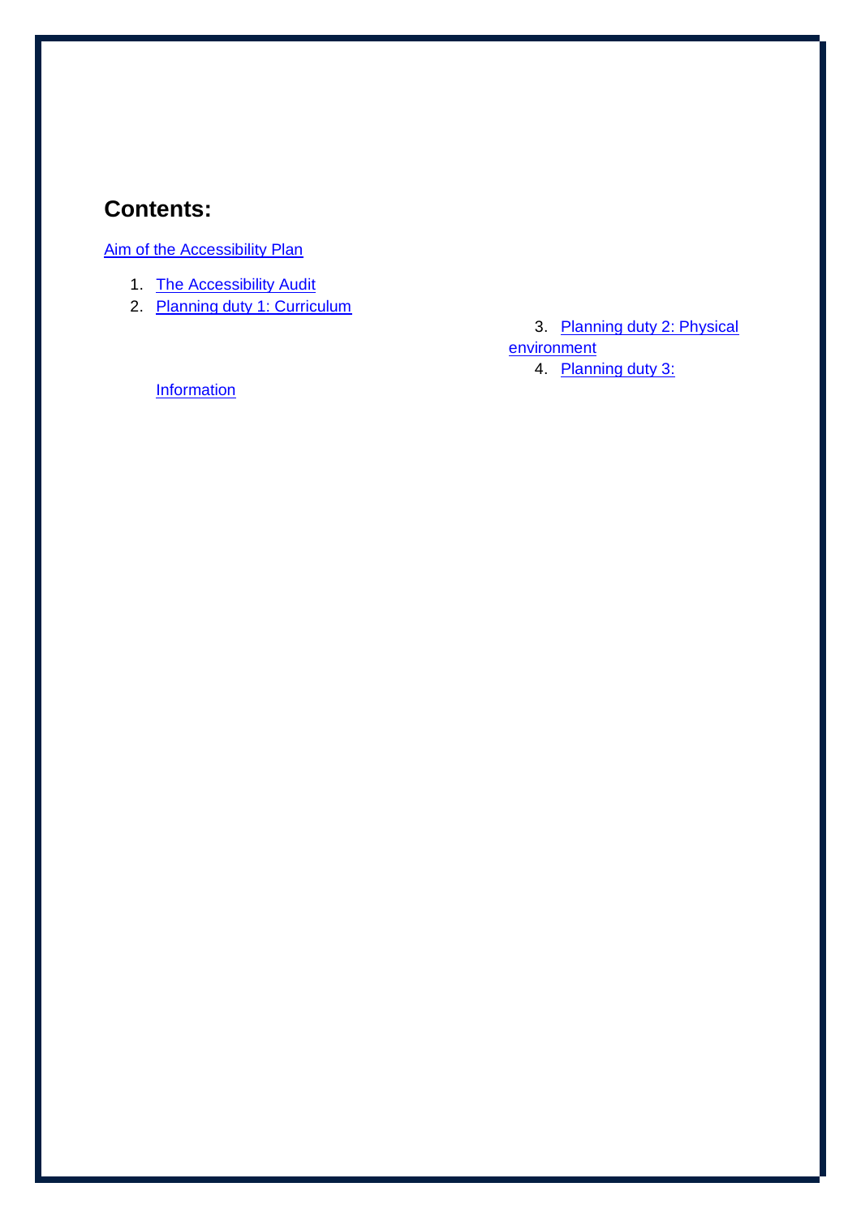## Contents:

Aim of the Accessibility Plan

1. The Accessibility Audit
2. Planning duty 1: Curriculum
3. Planning duty 2: Physical environment
4. Planning duty 3: Information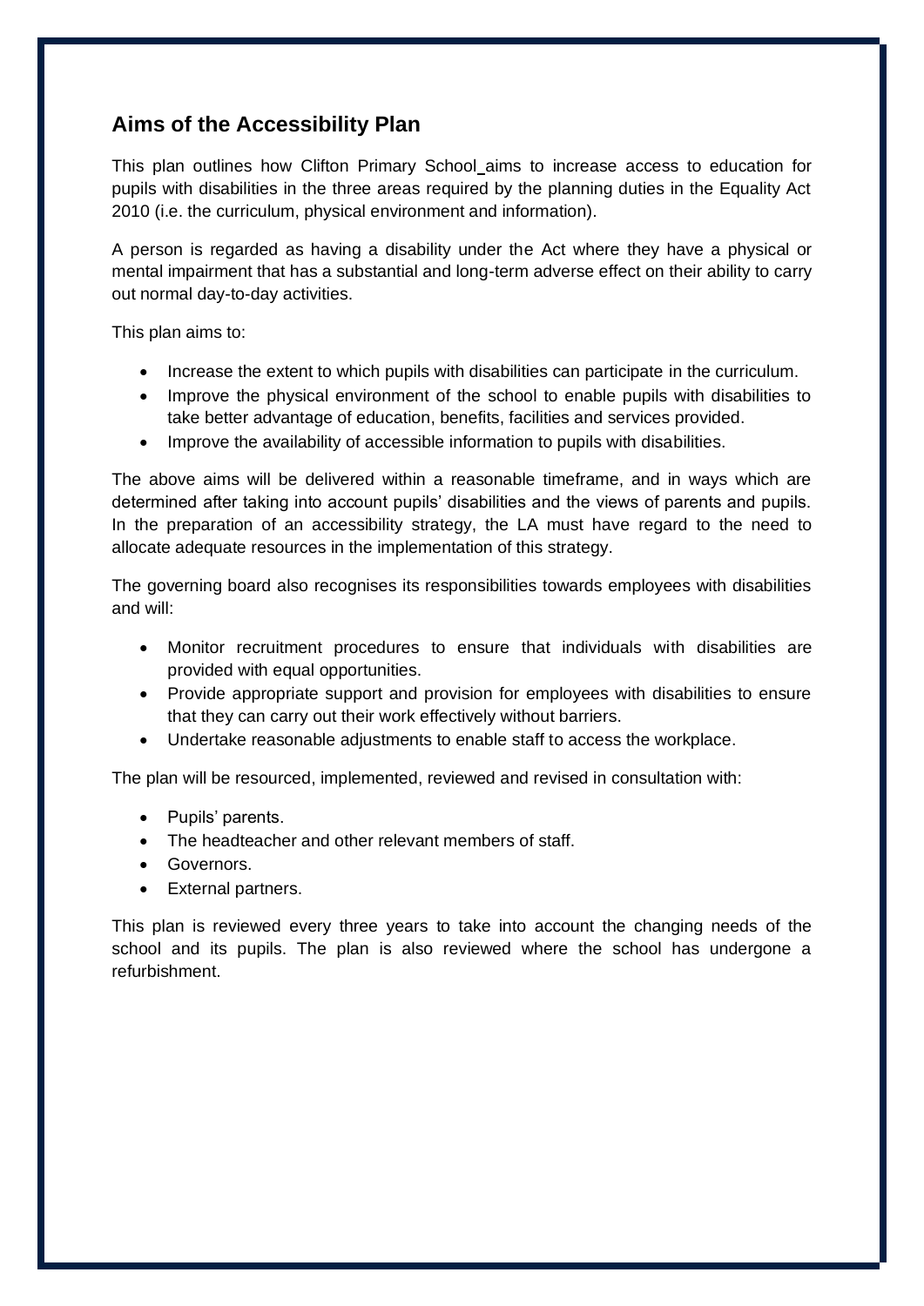## Aims of the Accessibility Plan

This plan outlines how Clifton Primary School aims to increase access to education for pupils with disabilities in the three areas required by the planning duties in the Equality Act 2010 (i.e. the curriculum, physical environment and information).

A person is regarded as having a disability under the Act where they have a physical or mental impairment that has a substantial and long-term adverse effect on their ability to carry out normal day-to-day activities.

This plan aims to:

- Increase the extent to which pupils with disabilities can participate in the curriculum.
- Improve the physical environment of the school to enable pupils with disabilities to take better advantage of education, benefits, facilities and services provided.
- Improve the availability of accessible information to pupils with disabilities.

The above aims will be delivered within a reasonable timeframe, and in ways which are determined after taking into account pupils' disabilities and the views of parents and pupils. In the preparation of an accessibility strategy, the LA must have regard to the need to allocate adequate resources in the implementation of this strategy.

The governing board also recognises its responsibilities towards employees with disabilities and will:

- Monitor recruitment procedures to ensure that individuals with disabilities are provided with equal opportunities.
- Provide appropriate support and provision for employees with disabilities to ensure that they can carry out their work effectively without barriers.
- Undertake reasonable adjustments to enable staff to access the workplace.

The plan will be resourced, implemented, reviewed and revised in consultation with:

- Pupils' parents.
- The headteacher and other relevant members of staff.
- Governors.
- External partners.

This plan is reviewed every three years to take into account the changing needs of the school and its pupils. The plan is also reviewed where the school has undergone a refurbishment.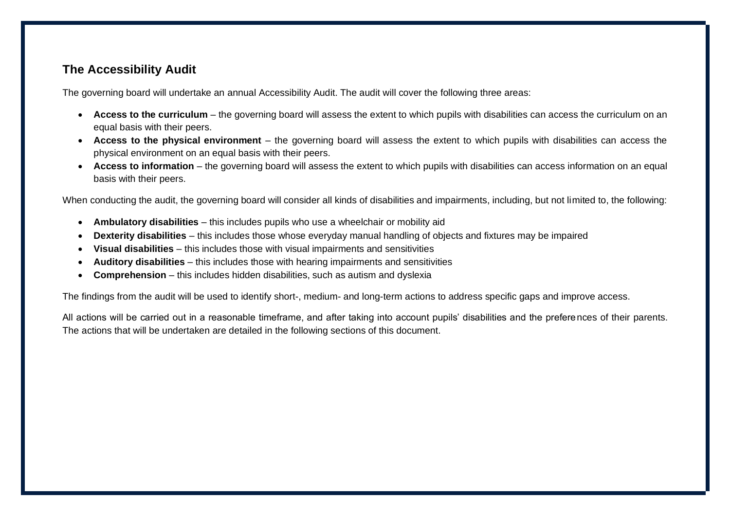## The Accessibility Audit

The governing board will undertake an annual Accessibility Audit. The audit will cover the following three areas:

- **Access to the curriculum** – the governing board will assess the extent to which pupils with disabilities can access the curriculum on an equal basis with their peers.
- **Access to the physical environment** – the governing board will assess the extent to which pupils with disabilities can access the physical environment on an equal basis with their peers.
- **Access to information** – the governing board will assess the extent to which pupils with disabilities can access information on an equal basis with their peers.

When conducting the audit, the governing board will consider all kinds of disabilities and impairments, including, but not limited to, the following:

- **Ambulatory disabilities** – this includes pupils who use a wheelchair or mobility aid
- **Dexterity disabilities** – this includes those whose everyday manual handling of objects and fixtures may be impaired
- **Visual disabilities** – this includes those with visual impairments and sensitivities
- **Auditory disabilities** – this includes those with hearing impairments and sensitivities
- **Comprehension** – this includes hidden disabilities, such as autism and dyslexia

The findings from the audit will be used to identify short-, medium- and long-term actions to address specific gaps and improve access.

All actions will be carried out in a reasonable timeframe, and after taking into account pupils' disabilities and the preferences of their parents. The actions that will be undertaken are detailed in the following sections of this document.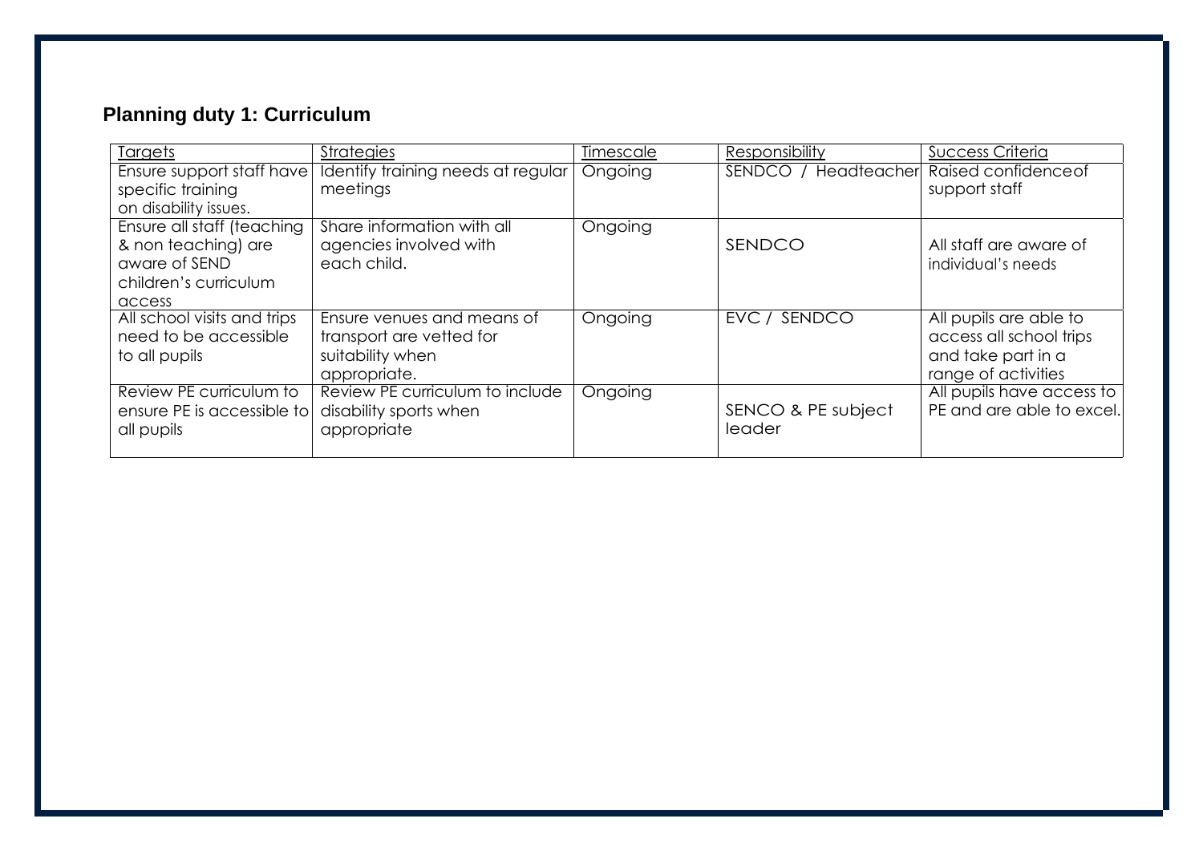## Planning duty 1: Curriculum

| Targets | Strategies | Timescale | Responsibility | Success Criteria |
|---|---|---|---|---|
| Ensure support staff have specific training on disability issues. | Identify training needs at regular meetings | Ongoing | SENDCO / Headteacher | Raised confidenceof support staff |
| Ensure all staff (teaching & non teaching) are aware of SEND children's curriculum access | Share information with all agencies involved with each child. | Ongoing | SENDCO | All staff are aware of individual's needs |
| All school visits and trips need to be accessible to all pupils | Ensure venues and means of transport are vetted for suitability when appropriate. | Ongoing | EVC / SENDCO | All pupils are able to access all school trips and take part in a range of activities |
| Review PE curriculum to ensure PE is accessible to all pupils | Review PE curriculum to include disability sports when appropriate | Ongoing | SENCO & PE subject leader | All pupils have access to PE and are able to excel. |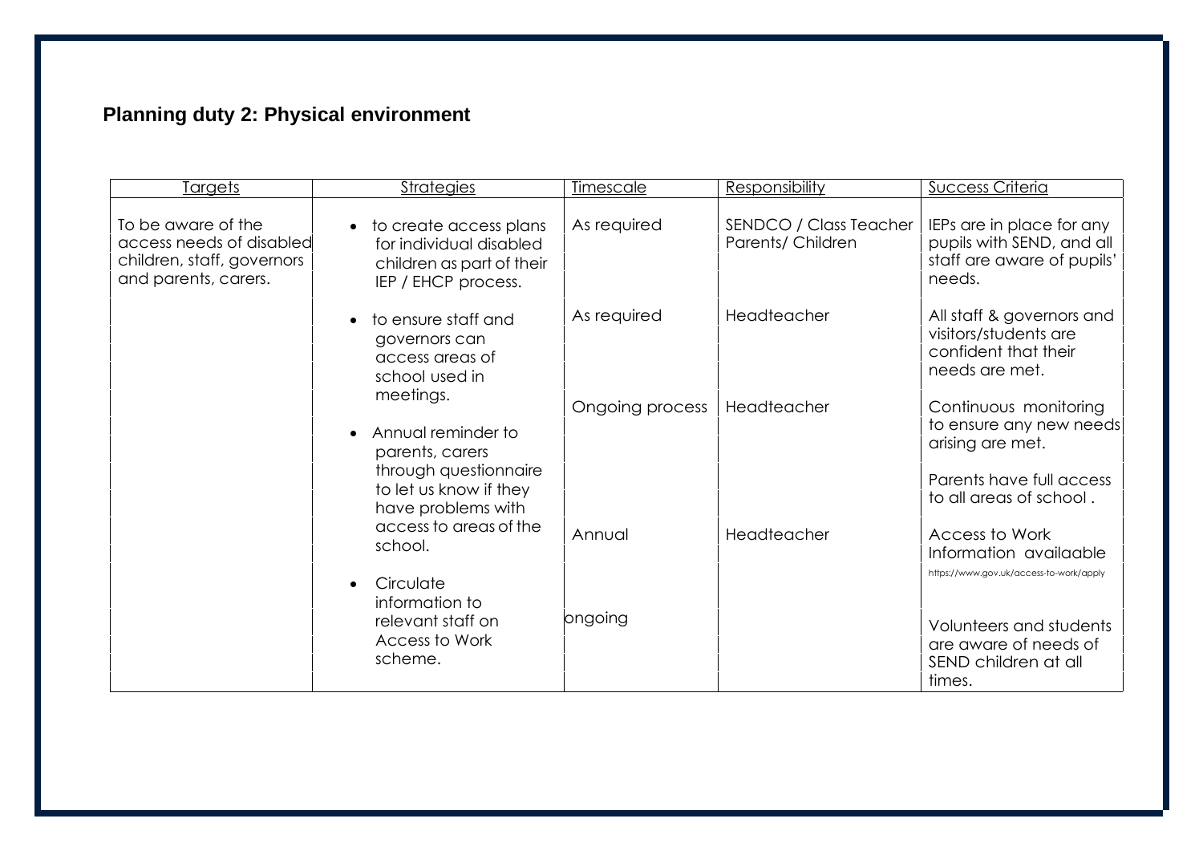## Planning duty 2: Physical environment

| Targets | Strategies | Timescale | Responsibility | Success Criteria |
|---|---|---|---|---|
| To be aware of the access needs of disabled children, staff, governors and parents, carers. | • to create access plans for individual disabled children as part of their IEP / EHCP process. | As required | SENDCO / Class Teacher Parents/ Children | IEPs are in place for any pupils with SEND, and all staff are aware of pupils' needs. |
| | • to ensure staff and governors can access areas of school used in meetings. | As required | Headteacher | All staff & governors and visitors/students are confident that their needs are met. |
| | • Annual reminder to parents, carers through questionnaire to let us know if they have problems with access to areas of the school. | Ongoing process | Headteacher | Continuous monitoring to ensure any new needs arising are met.<br><br>Parents have full access to all areas of school . |
| | • Circulate information to relevant staff on Access to Work scheme. | Annual | Headteacher | Access to Work Information availaable https://www.gov.uk/access-to-work/apply |
| | | ongoing | | Volunteers and students are aware of needs of SEND children at all times. |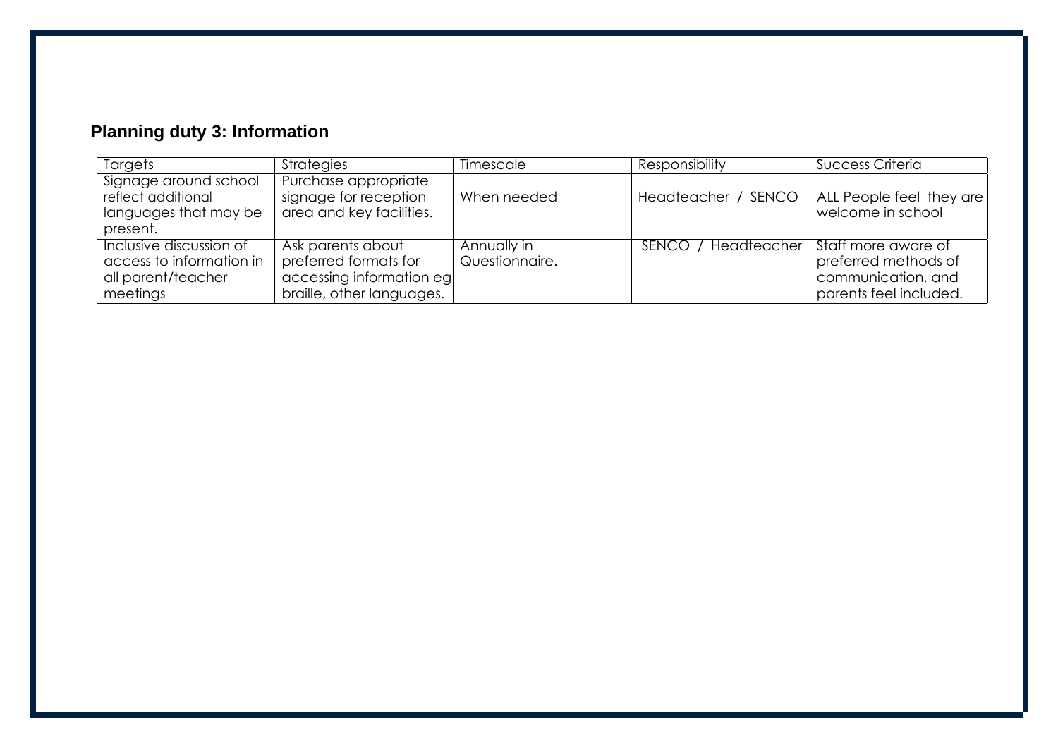### Planning duty 3: Information

| Targets | Strategies | Timescale | Responsibility | Success Criteria |
|---|---|---|---|---|
| Signage around school reflect additional languages that may be present. | Purchase appropriate signage for reception area and key facilities. | When needed | Headteacher / SENCO | ALL People feel they are welcome in school |
| Inclusive discussion of access to information in all parent/teacher meetings | Ask parents about preferred formats for accessing information eg braille, other languages. | Annually in Questionnaire. | SENCO / Headteacher | Staff more aware of preferred methods of communication, and parents feel included. |